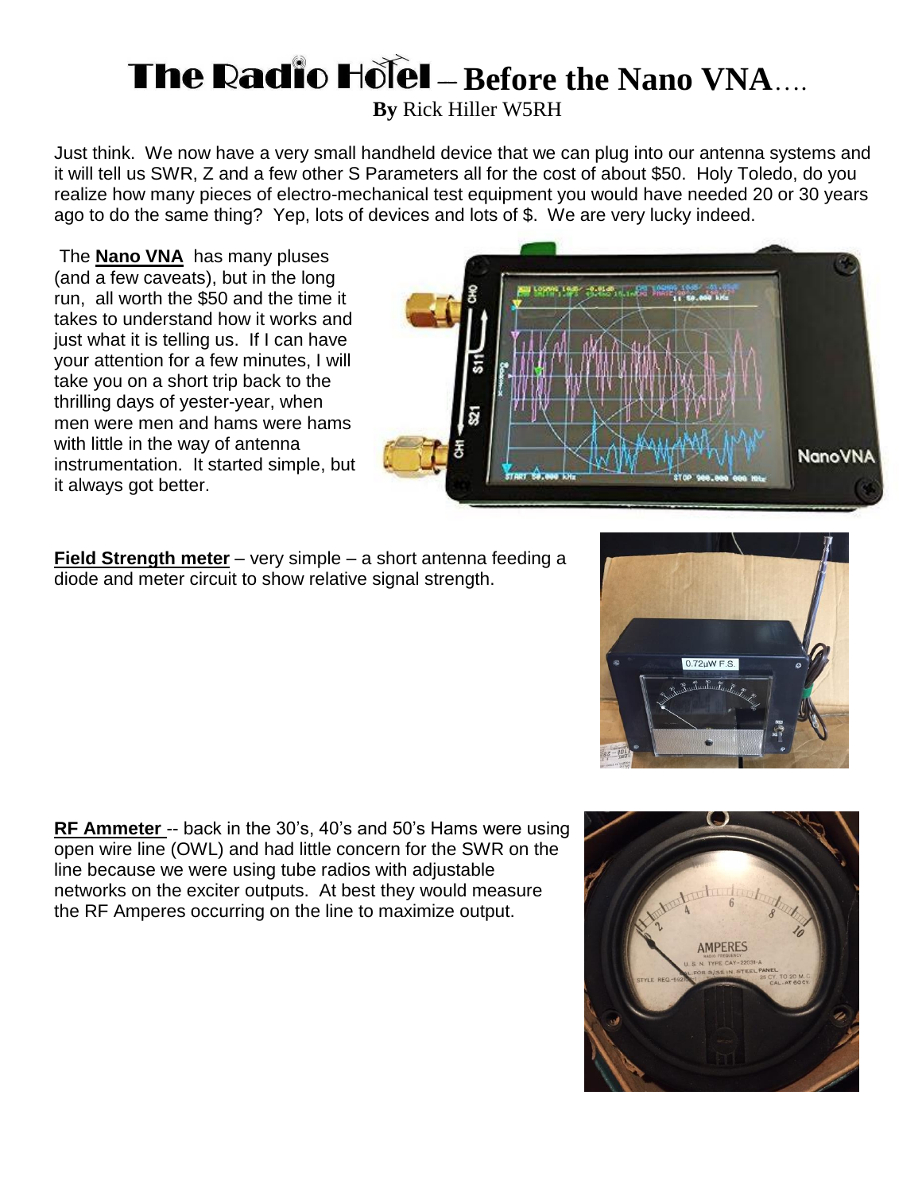# The Radio Hotel – Before the Nano VNA….

**By** Rick Hiller W5RH

Just think. We now have a very small handheld device that we can plug into our antenna systems and it will tell us SWR, Z and a few other S Parameters all for the cost of about $50. Holy Toledo, do you realize how many pieces of electro-mechanical test equipment you would have needed 20 or 30 years ago to do the same thing? Yep, lots of devices and lots of $. We are very lucky indeed.

The **Nano VNA** has many pluses (and a few caveats), but in the long run, all worth the $50 and the time it takes to understand how it works and just what it is telling us. If I can have your attention for a few minutes, I will take you on a short trip back to the thrilling days of yester-year, when men were men and hams were hams with little in the way of antenna instrumentation. It started simple, but it always got better.

**Field Strength meter** – very simple – a short antenna feeding a diode and meter circuit to show relative signal strength.

**RF Ammeter** -- back in the 30's, 40's and 50's Hams were using open wire line (OWL) and had little concern for the SWR on the line because we were using tube radios with adjustable networks on the exciter outputs. At best they would measure the RF Amperes occurring on the line to maximize output.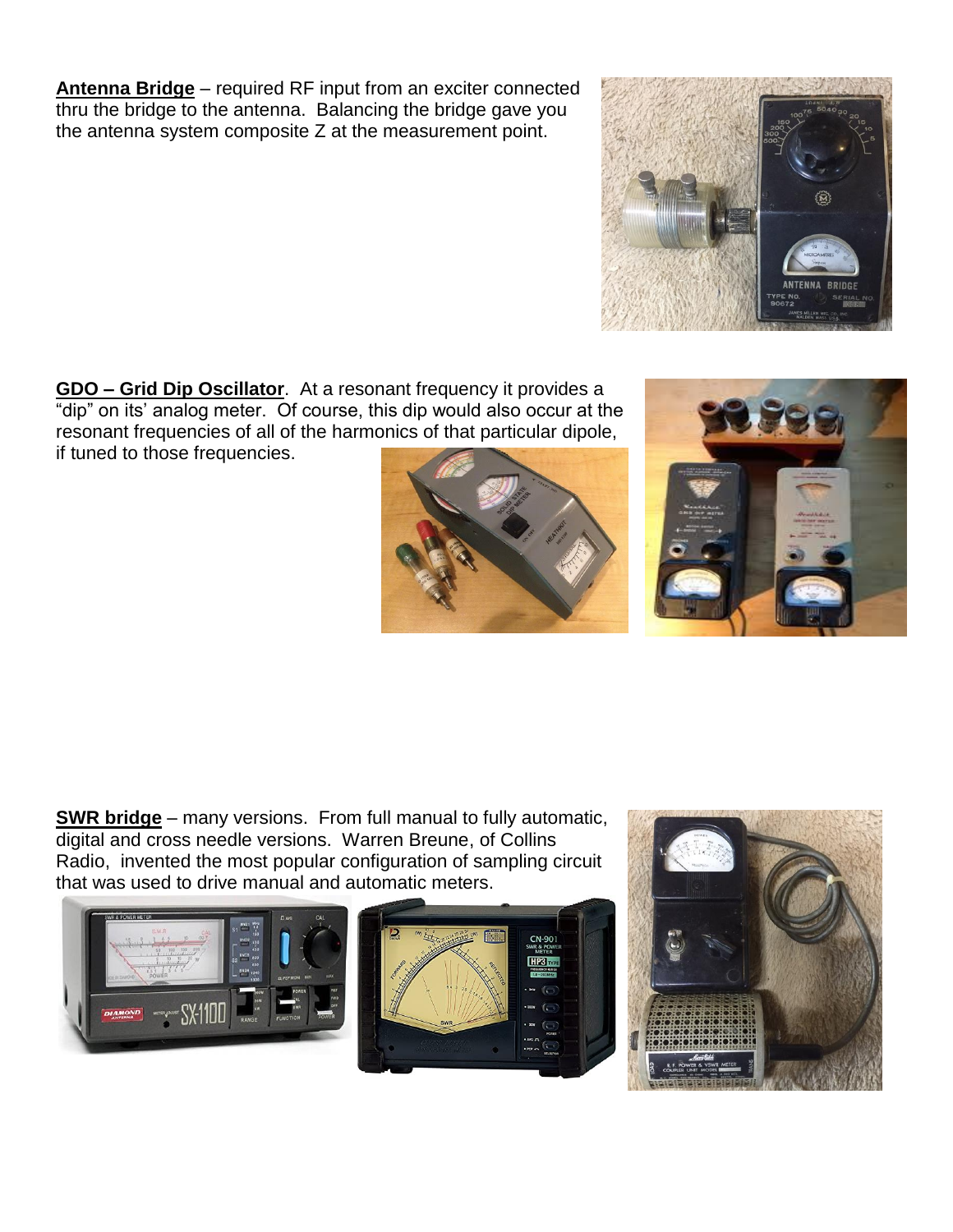**Antenna Bridge** – required RF input from an exciter connected thru the bridge to the antenna. Balancing the bridge gave you the antenna system composite Z at the measurement point.

**GDO – Grid Dip Oscillator**. At a resonant frequency it provides a "dip" on its' analog meter. Of course, this dip would also occur at the resonant frequencies of all of the harmonics of that particular dipole, if tuned to those frequencies.

**SWR bridge** – many versions. From full manual to fully automatic, digital and cross needle versions. Warren Breune, of Collins Radio, invented the most popular configuration of sampling circuit that was used to drive manual and automatic meters.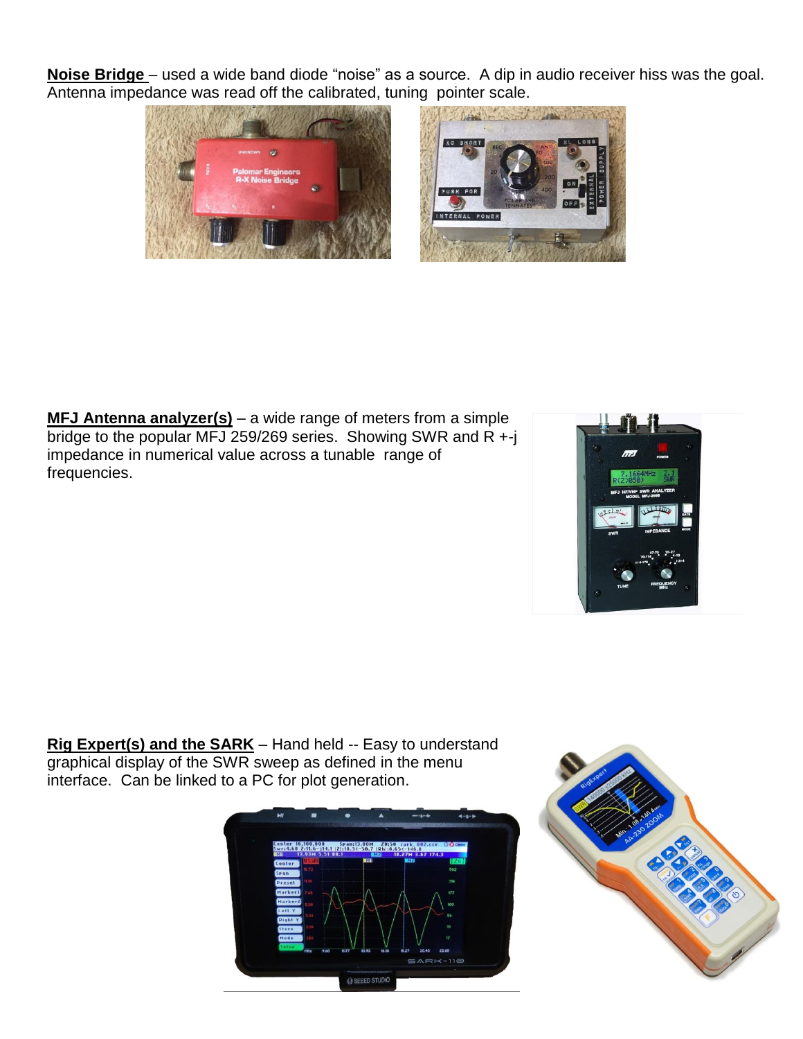**Noise Bridge** – used a wide band diode "noise" as a source. A dip in audio receiver hiss was the goal. Antenna impedance was read off the calibrated, tuning pointer scale.

**MFJ Antenna analyzer(s)** – a wide range of meters from a simple bridge to the popular MFJ 259/269 series. Showing SWR and R +-j impedance in numerical value across a tunable range of frequencies.

**Rig Expert(s) and the SARK** – Hand held -- Easy to understand graphical display of the SWR sweep as defined in the menu interface. Can be linked to a PC for plot generation.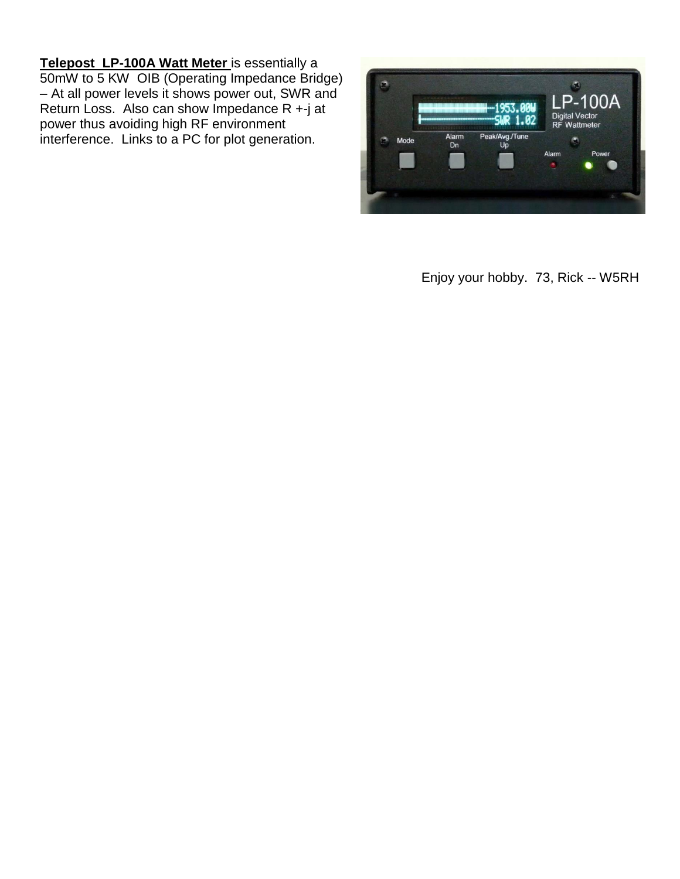**Telepost LP-100A Watt Meter** is essentially a 50mW to 5 KW OIB (Operating Impedance Bridge) – At all power levels it shows power out, SWR and Return Loss. Also can show Impedance R +-j at power thus avoiding high RF environment interference. Links to a PC for plot generation.

Enjoy your hobby. 73, Rick -- W5RH